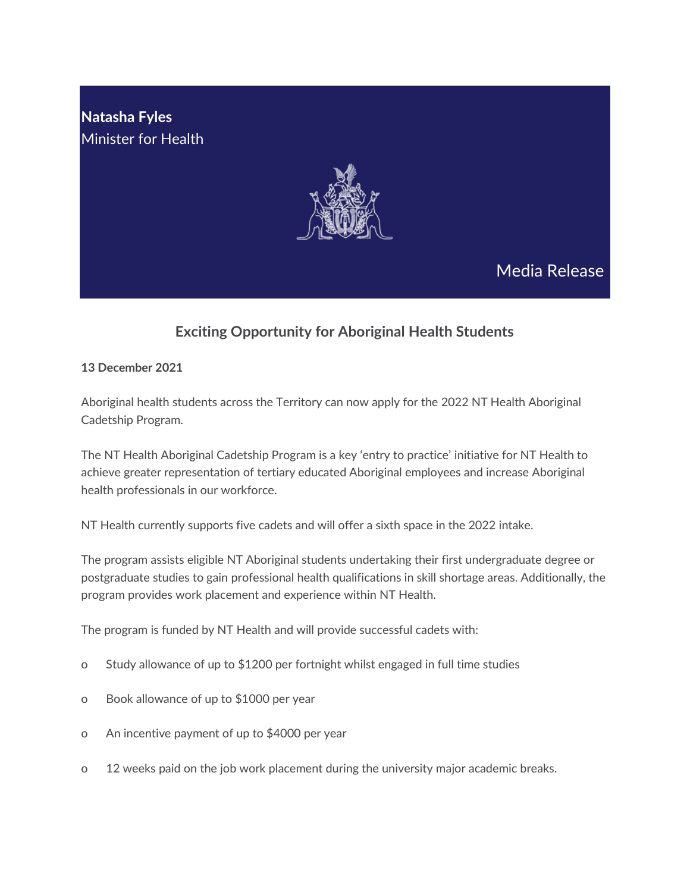**Natasha Fyles**
Minister for Health

Media Release

## Exciting Opportunity for Aboriginal Health Students

**13 December 2021**

Aboriginal health students across the Territory can now apply for the 2022 NT Health Aboriginal Cadetship Program.

The NT Health Aboriginal Cadetship Program is a key 'entry to practice' initiative for NT Health to achieve greater representation of tertiary educated Aboriginal employees and increase Aboriginal health professionals in our workforce.

NT Health currently supports five cadets and will offer a sixth space in the 2022 intake.

The program assists eligible NT Aboriginal students undertaking their first undergraduate degree or postgraduate studies to gain professional health qualifications in skill shortage areas. Additionally, the program provides work placement and experience within NT Health.

The program is funded by NT Health and will provide successful cadets with:

- Study allowance of up to $1200 per fortnight whilst engaged in full time studies
- Book allowance of up to $1000 per year
- An incentive payment of up to $4000 per year
- 12 weeks paid on the job work placement during the university major academic breaks.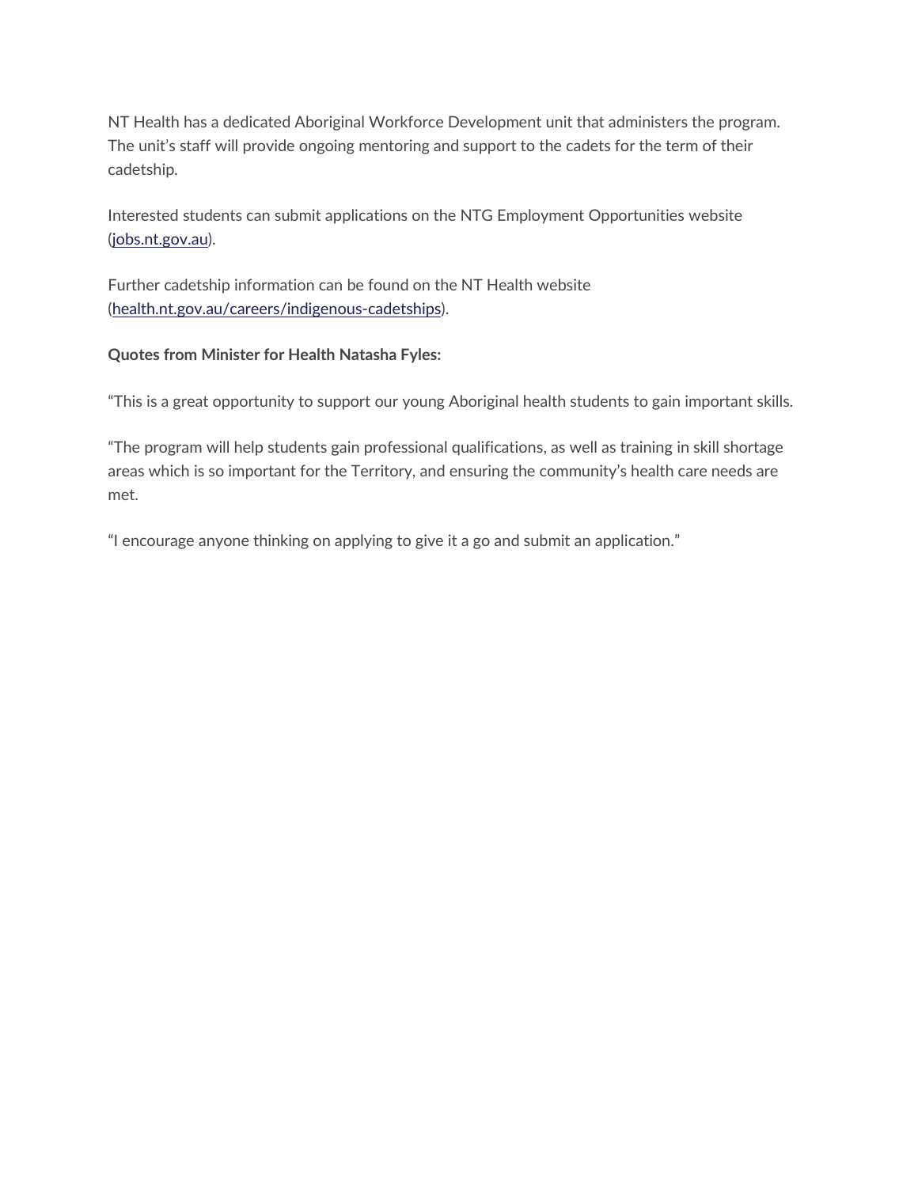NT Health has a dedicated Aboriginal Workforce Development unit that administers the program. The unit's staff will provide ongoing mentoring and support to the cadets for the term of their cadetship.

Interested students can submit applications on the NTG Employment Opportunities website (jobs.nt.gov.au).

Further cadetship information can be found on the NT Health website (health.nt.gov.au/careers/indigenous-cadetships).

**Quotes from Minister for Health Natasha Fyles:**

"This is a great opportunity to support our young Aboriginal health students to gain important skills.

"The program will help students gain professional qualifications, as well as training in skill shortage areas which is so important for the Territory, and ensuring the community's health care needs are met.

"I encourage anyone thinking on applying to give it a go and submit an application."